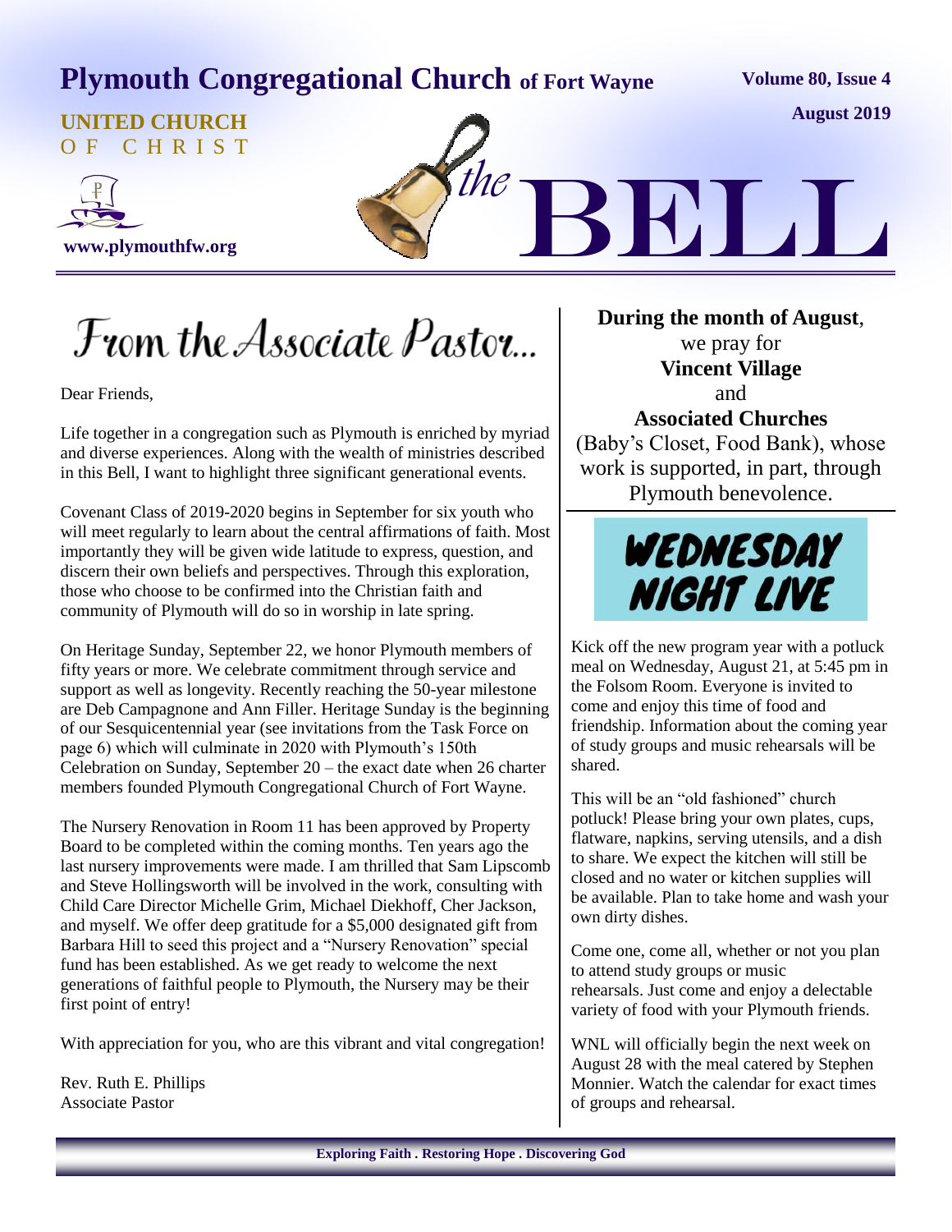# Plymouth Congregational Church of Fort Wayne

**UNITED CHURCH OF CHRIST**

**www.plymouthfw.org**

**Volume 80, Issue 4**

**August 2019**

# the BELL

## From the Associate Pastor...

Dear Friends,

Life together in a congregation such as Plymouth is enriched by myriad and diverse experiences. Along with the wealth of ministries described in this Bell, I want to highlight three significant generational events.

Covenant Class of 2019-2020 begins in September for six youth who will meet regularly to learn about the central affirmations of faith. Most importantly they will be given wide latitude to express, question, and discern their own beliefs and perspectives. Through this exploration, those who choose to be confirmed into the Christian faith and community of Plymouth will do so in worship in late spring.

On Heritage Sunday, September 22, we honor Plymouth members of fifty years or more. We celebrate commitment through service and support as well as longevity. Recently reaching the 50-year milestone are Deb Campagnone and Ann Filler. Heritage Sunday is the beginning of our Sesquicentennial year (see invitations from the Task Force on page 6) which will culminate in 2020 with Plymouth's 150th Celebration on Sunday, September 20 – the exact date when 26 charter members founded Plymouth Congregational Church of Fort Wayne.

The Nursery Renovation in Room 11 has been approved by Property Board to be completed within the coming months. Ten years ago the last nursery improvements were made. I am thrilled that Sam Lipscomb and Steve Hollingsworth will be involved in the work, consulting with Child Care Director Michelle Grim, Michael Diekhoff, Cher Jackson, and myself. We offer deep gratitude for a $5,000 designated gift from Barbara Hill to seed this project and a "Nursery Renovation" special fund has been established. As we get ready to welcome the next generations of faithful people to Plymouth, the Nursery may be their first point of entry!

With appreciation for you, who are this vibrant and vital congregation!

Rev. Ruth E. Phillips
Associate Pastor

---

**During the month of August**, we pray for **Vincent Village** and **Associated Churches** (Baby's Closet, Food Bank), whose work is supported, in part, through Plymouth benevolence.

---

## WEDNESDAY NIGHT LIVE

Kick off the new program year with a potluck meal on Wednesday, August 21, at 5:45 pm in the Folsom Room. Everyone is invited to come and enjoy this time of food and friendship. Information about the coming year of study groups and music rehearsals will be shared.

This will be an "old fashioned" church potluck! Please bring your own plates, cups, flatware, napkins, serving utensils, and a dish to share. We expect the kitchen will still be closed and no water or kitchen supplies will be available. Plan to take home and wash your own dirty dishes.

Come one, come all, whether or not you plan to attend study groups or music rehearsals. Just come and enjoy a delectable variety of food with your Plymouth friends.

WNL will officially begin the next week on August 28 with the meal catered by Stephen Monnier. Watch the calendar for exact times of groups and rehearsal.

---

**Exploring Faith . Restoring Hope . Discovering God**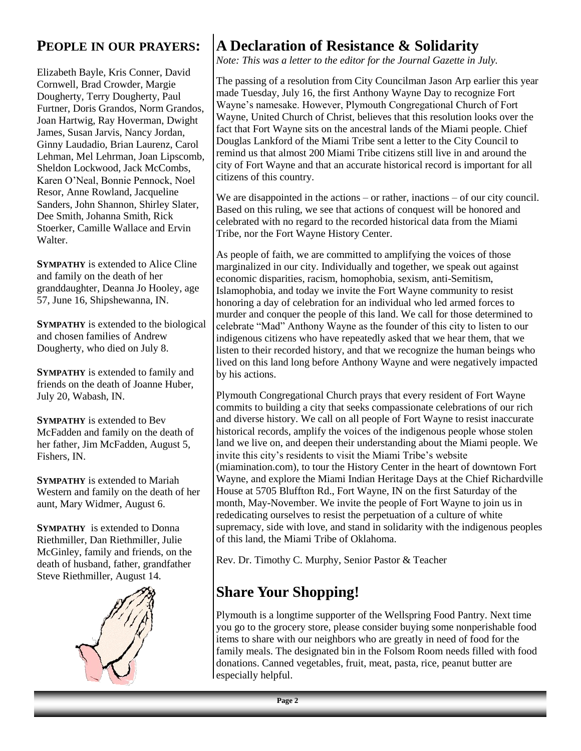## People in our prayers:

Elizabeth Bayle, Kris Conner, David Cornwell, Brad Crowder, Margie Dougherty, Terry Dougherty, Paul Furtner, Doris Grandos, Norm Grandos, Joan Hartwig, Ray Hoverman, Dwight James, Susan Jarvis, Nancy Jordan, Ginny Laudadio, Brian Laurenz, Carol Lehman, Mel Lehrman, Joan Lipscomb, Sheldon Lockwood, Jack McCombs, Karen O'Neal, Bonnie Pennock, Noel Resor, Anne Rowland, Jacqueline Sanders, John Shannon, Shirley Slater, Dee Smith, Johanna Smith, Rick Stoerker, Camille Wallace and Ervin Walter.

**Sympathy** is extended to Alice Cline and family on the death of her granddaughter, Deanna Jo Hooley, age 57, June 16, Shipshewanna, IN.

**Sympathy** is extended to the biological and chosen families of Andrew Dougherty, who died on July 8.

**Sympathy** is extended to family and friends on the death of Joanne Huber, July 20, Wabash, IN.

**Sympathy** is extended to Bev McFadden and family on the death of her father, Jim McFadden, August 5, Fishers, IN.

**Sympathy** is extended to Mariah Western and family on the death of her aunt, Mary Widmer, August 6.

**Sympathy** is extended to Donna Riethmiller, Dan Riethmiller, Julie McGinley, family and friends, on the death of husband, father, grandfather Steve Riethmiller, August 14.

## A Declaration of Resistance & Solidarity

*Note: This was a letter to the editor for the Journal Gazette in July.*

The passing of a resolution from City Councilman Jason Arp earlier this year made Tuesday, July 16, the first Anthony Wayne Day to recognize Fort Wayne's namesake. However, Plymouth Congregational Church of Fort Wayne, United Church of Christ, believes that this resolution looks over the fact that Fort Wayne sits on the ancestral lands of the Miami people. Chief Douglas Lankford of the Miami Tribe sent a letter to the City Council to remind us that almost 200 Miami Tribe citizens still live in and around the city of Fort Wayne and that an accurate historical record is important for all citizens of this country.

We are disappointed in the actions – or rather, inactions – of our city council. Based on this ruling, we see that actions of conquest will be honored and celebrated with no regard to the recorded historical data from the Miami Tribe, nor the Fort Wayne History Center.

As people of faith, we are committed to amplifying the voices of those marginalized in our city. Individually and together, we speak out against economic disparities, racism, homophobia, sexism, anti-Semitism, Islamophobia, and today we invite the Fort Wayne community to resist honoring a day of celebration for an individual who led armed forces to murder and conquer the people of this land. We call for those determined to celebrate "Mad" Anthony Wayne as the founder of this city to listen to our indigenous citizens who have repeatedly asked that we hear them, that we listen to their recorded history, and that we recognize the human beings who lived on this land long before Anthony Wayne and were negatively impacted by his actions.

Plymouth Congregational Church prays that every resident of Fort Wayne commits to building a city that seeks compassionate celebrations of our rich and diverse history. We call on all people of Fort Wayne to resist inaccurate historical records, amplify the voices of the indigenous people whose stolen land we live on, and deepen their understanding about the Miami people. We invite this city's residents to visit the Miami Tribe's website (miamination.com), to tour the History Center in the heart of downtown Fort Wayne, and explore the Miami Indian Heritage Days at the Chief Richardville House at 5705 Bluffton Rd., Fort Wayne, IN on the first Saturday of the month, May-November. We invite the people of Fort Wayne to join us in rededicating ourselves to resist the perpetuation of a culture of white supremacy, side with love, and stand in solidarity with the indigenous peoples of this land, the Miami Tribe of Oklahoma.

Rev. Dr. Timothy C. Murphy, Senior Pastor & Teacher

## Share Your Shopping!

Plymouth is a longtime supporter of the Wellspring Food Pantry. Next time you go to the grocery store, please consider buying some nonperishable food items to share with our neighbors who are greatly in need of food for the family meals. The designated bin in the Folsom Room needs filled with food donations. Canned vegetables, fruit, meat, pasta, rice, peanut butter are especially helpful.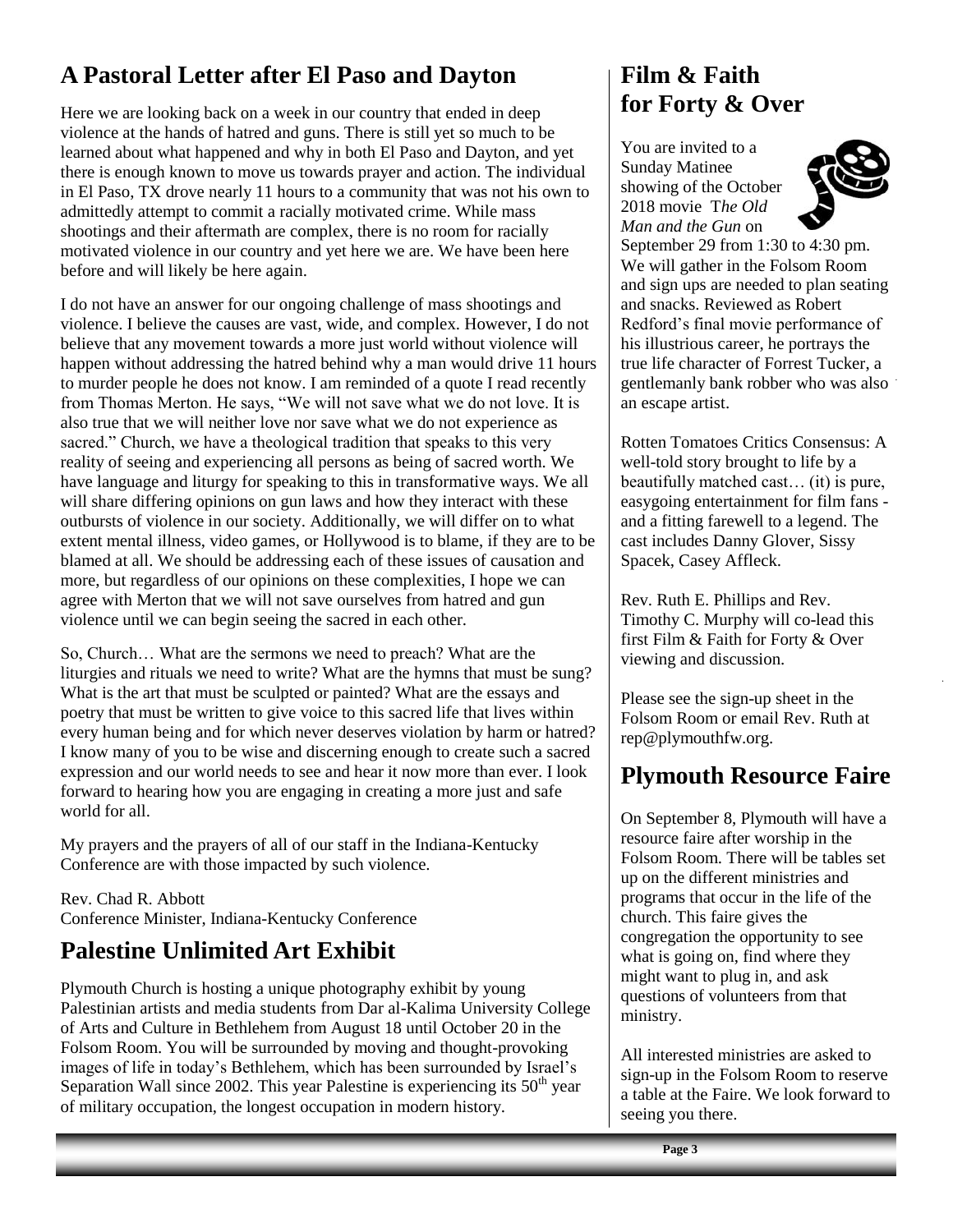## A Pastoral Letter after El Paso and Dayton

Here we are looking back on a week in our country that ended in deep violence at the hands of hatred and guns. There is still yet so much to be learned about what happened and why in both El Paso and Dayton, and yet there is enough known to move us towards prayer and action. The individual in El Paso, TX drove nearly 11 hours to a community that was not his own to admittedly attempt to commit a racially motivated crime. While mass shootings and their aftermath are complex, there is no room for racially motivated violence in our country and yet here we are. We have been here before and will likely be here again.

I do not have an answer for our ongoing challenge of mass shootings and violence. I believe the causes are vast, wide, and complex. However, I do not believe that any movement towards a more just world without violence will happen without addressing the hatred behind why a man would drive 11 hours to murder people he does not know. I am reminded of a quote I read recently from Thomas Merton. He says, "We will not save what we do not love. It is also true that we will neither love nor save what we do not experience as sacred." Church, we have a theological tradition that speaks to this very reality of seeing and experiencing all persons as being of sacred worth. We have language and liturgy for speaking to this in transformative ways. We all will share differing opinions on gun laws and how they interact with these outbursts of violence in our society. Additionally, we will differ on to what extent mental illness, video games, or Hollywood is to blame, if they are to be blamed at all. We should be addressing each of these issues of causation and more, but regardless of our opinions on these complexities, I hope we can agree with Merton that we will not save ourselves from hatred and gun violence until we can begin seeing the sacred in each other.

So, Church… What are the sermons we need to preach? What are the liturgies and rituals we need to write? What are the hymns that must be sung? What is the art that must be sculpted or painted? What are the essays and poetry that must be written to give voice to this sacred life that lives within every human being and for which never deserves violation by harm or hatred? I know many of you to be wise and discerning enough to create such a sacred expression and our world needs to see and hear it now more than ever. I look forward to hearing how you are engaging in creating a more just and safe world for all.

My prayers and the prayers of all of our staff in the Indiana-Kentucky Conference are with those impacted by such violence.

Rev. Chad R. Abbott
Conference Minister, Indiana-Kentucky Conference

## Palestine Unlimited Art Exhibit

Plymouth Church is hosting a unique photography exhibit by young Palestinian artists and media students from Dar al-Kalima University College of Arts and Culture in Bethlehem from August 18 until October 20 in the Folsom Room. You will be surrounded by moving and thought-provoking images of life in today's Bethlehem, which has been surrounded by Israel's Separation Wall since 2002. This year Palestine is experiencing its 50th year of military occupation, the longest occupation in modern history.

## Film & Faith for Forty & Over

You are invited to a Sunday Matinee showing of the October 2018 movie *The Old Man and the Gun* on September 29 from 1:30 to 4:30 pm. We will gather in the Folsom Room and sign ups are needed to plan seating and snacks. Reviewed as Robert Redford's final movie performance of his illustrious career, he portrays the true life character of Forrest Tucker, a gentlemanly bank robber who was also an escape artist.

Rotten Tomatoes Critics Consensus: A well-told story brought to life by a beautifully matched cast… (it) is pure, easygoing entertainment for film fans - and a fitting farewell to a legend. The cast includes Danny Glover, Sissy Spacek, Casey Affleck.

Rev. Ruth E. Phillips and Rev. Timothy C. Murphy will co-lead this first Film & Faith for Forty & Over viewing and discussion.

Please see the sign-up sheet in the Folsom Room or email Rev. Ruth at rep@plymouthfw.org.

## Plymouth Resource Faire

On September 8, Plymouth will have a resource faire after worship in the Folsom Room. There will be tables set up on the different ministries and programs that occur in the life of the church. This faire gives the congregation the opportunity to see what is going on, find where they might want to plug in, and ask questions of volunteers from that ministry.

All interested ministries are asked to sign-up in the Folsom Room to reserve a table at the Faire. We look forward to seeing you there.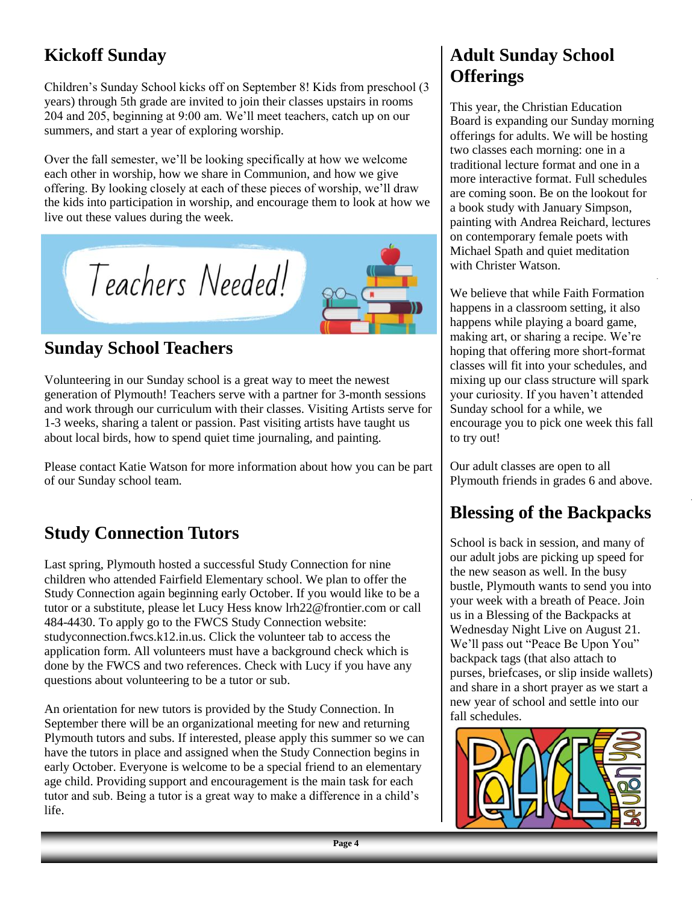## Kickoff Sunday

Children's Sunday School kicks off on September 8! Kids from preschool (3 years) through 5th grade are invited to join their classes upstairs in rooms 204 and 205, beginning at 9:00 am. We'll meet teachers, catch up on our summers, and start a year of exploring worship.

Over the fall semester, we'll be looking specifically at how we welcome each other in worship, how we share in Communion, and how we give offering. By looking closely at each of these pieces of worship, we'll draw the kids into participation in worship, and encourage them to look at how we live out these values during the week.

## Sunday School Teachers

Volunteering in our Sunday school is a great way to meet the newest generation of Plymouth! Teachers serve with a partner for 3-month sessions and work through our curriculum with their classes. Visiting Artists serve for 1-3 weeks, sharing a talent or passion. Past visiting artists have taught us about local birds, how to spend quiet time journaling, and painting.

Please contact Katie Watson for more information about how you can be part of our Sunday school team.

## Study Connection Tutors

Last spring, Plymouth hosted a successful Study Connection for nine children who attended Fairfield Elementary school. We plan to offer the Study Connection again beginning early October. If you would like to be a tutor or a substitute, please let Lucy Hess know lrh22@frontier.com or call 484-4430. To apply go to the FWCS Study Connection website: studyconnection.fwcs.k12.in.us. Click the volunteer tab to access the application form. All volunteers must have a background check which is done by the FWCS and two references. Check with Lucy if you have any questions about volunteering to be a tutor or sub.

An orientation for new tutors is provided by the Study Connection. In September there will be an organizational meeting for new and returning Plymouth tutors and subs. If interested, please apply this summer so we can have the tutors in place and assigned when the Study Connection begins in early October. Everyone is welcome to be a special friend to an elementary age child. Providing support and encouragement is the main task for each tutor and sub. Being a tutor is a great way to make a difference in a child's life.

## Adult Sunday School Offerings

This year, the Christian Education Board is expanding our Sunday morning offerings for adults. We will be hosting two classes each morning: one in a traditional lecture format and one in a more interactive format. Full schedules are coming soon. Be on the lookout for a book study with January Simpson, painting with Andrea Reichard, lectures on contemporary female poets with Michael Spath and quiet meditation with Christer Watson.

We believe that while Faith Formation happens in a classroom setting, it also happens while playing a board game, making art, or sharing a recipe. We're hoping that offering more short-format classes will fit into your schedules, and mixing up our class structure will spark your curiosity. If you haven't attended Sunday school for a while, we encourage you to pick one week this fall to try out!

Our adult classes are open to all Plymouth friends in grades 6 and above.

## Blessing of the Backpacks

School is back in session, and many of our adult jobs are picking up speed for the new season as well. In the busy bustle, Plymouth wants to send you into your week with a breath of Peace. Join us in a Blessing of the Backpacks at Wednesday Night Live on August 21. We'll pass out "Peace Be Upon You" backpack tags (that also attach to purses, briefcases, or slip inside wallets) and share in a short prayer as we start a new year of school and settle into our fall schedules.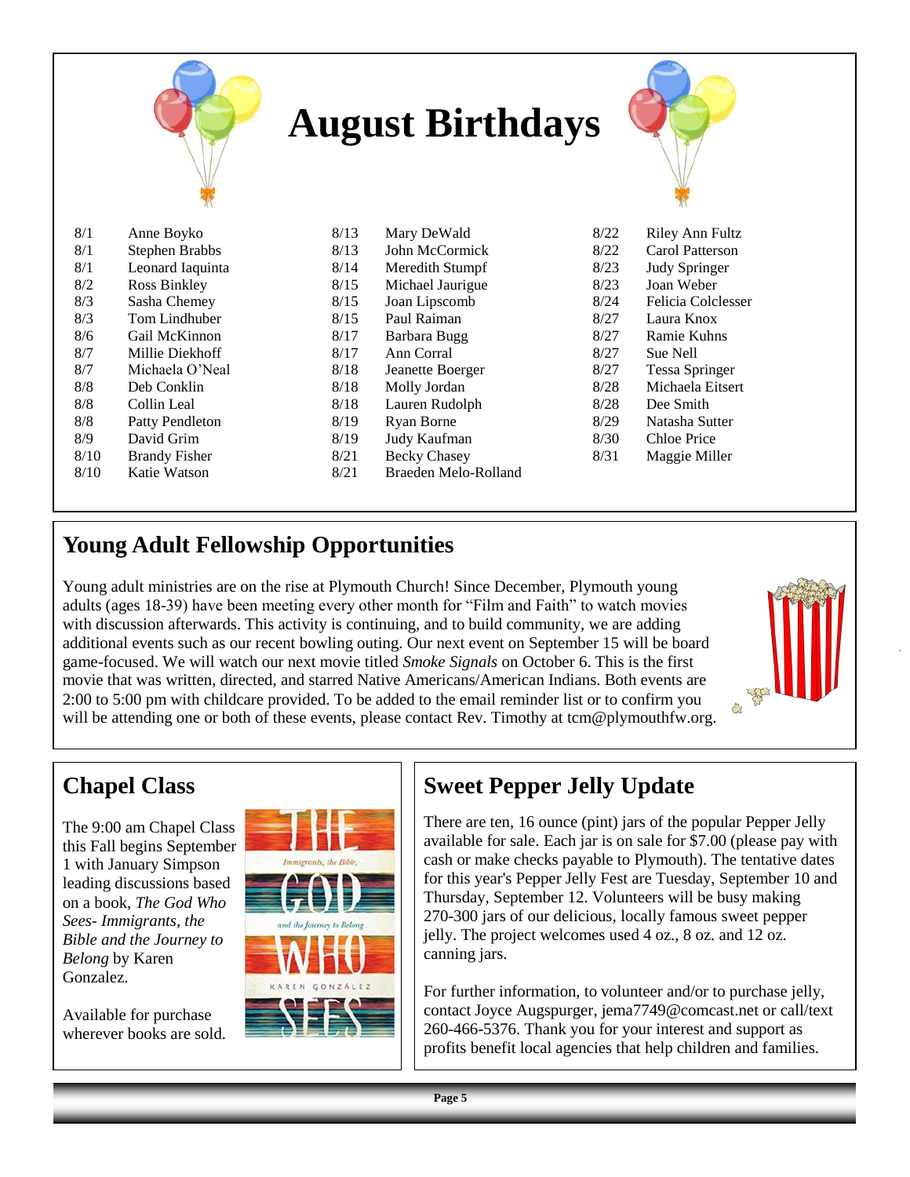# August Birthdays

| | | | | | |
|---|---|---|---|---|---|
| 8/1 | Anne Boyko | 8/13 | Mary DeWald | 8/22 | Riley Ann Fultz |
| 8/1 | Stephen Brabbs | 8/13 | John McCormick | 8/22 | Carol Patterson |
| 8/1 | Leonard Iaquinta | 8/14 | Meredith Stumpf | 8/23 | Judy Springer |
| 8/2 | Ross Binkley | 8/15 | Michael Jaurigue | 8/23 | Joan Weber |
| 8/3 | Sasha Chemey | 8/15 | Joan Lipscomb | 8/24 | Felicia Colclesser |
| 8/3 | Tom Lindhuber | 8/15 | Paul Raiman | 8/27 | Laura Knox |
| 8/6 | Gail McKinnon | 8/17 | Barbara Bugg | 8/27 | Ramie Kuhns |
| 8/7 | Millie Diekhoff | 8/17 | Ann Corral | 8/27 | Sue Nell |
| 8/7 | Michaela O'Neal | 8/18 | Jeanette Boerger | 8/27 | Tessa Springer |
| 8/8 | Deb Conklin | 8/18 | Molly Jordan | 8/28 | Michaela Eitsert |
| 8/8 | Collin Leal | 8/18 | Lauren Rudolph | 8/28 | Dee Smith |
| 8/8 | Patty Pendleton | 8/19 | Ryan Borne | 8/29 | Natasha Sutter |
| 8/9 | David Grim | 8/19 | Judy Kaufman | 8/30 | Chloe Price |
| 8/10 | Brandy Fisher | 8/21 | Becky Chasey | 8/31 | Maggie Miller |
| 8/10 | Katie Watson | 8/21 | Braeden Melo-Rolland | | |

## Young Adult Fellowship Opportunities

Young adult ministries are on the rise at Plymouth Church! Since December, Plymouth young adults (ages 18-39) have been meeting every other month for "Film and Faith" to watch movies with discussion afterwards. This activity is continuing, and to build community, we are adding additional events such as our recent bowling outing. Our next event on September 15 will be board game-focused. We will watch our next movie titled *Smoke Signals* on October 6. This is the first movie that was written, directed, and starred Native Americans/American Indians. Both events are 2:00 to 5:00 pm with childcare provided. To be added to the email reminder list or to confirm you will be attending one or both of these events, please contact Rev. Timothy at tcm@plymouthfw.org.

## Chapel Class

The 9:00 am Chapel Class this Fall begins September 1 with January Simpson leading discussions based on a book, *The God Who Sees- Immigrants, the Bible and the Journey to Belong* by Karen Gonzalez.

Available for purchase wherever books are sold.

## Sweet Pepper Jelly Update

There are ten, 16 ounce (pint) jars of the popular Pepper Jelly available for sale. Each jar is on sale for $7.00 (please pay with cash or make checks payable to Plymouth). The tentative dates for this year's Pepper Jelly Fest are Tuesday, September 10 and Thursday, September 12. Volunteers will be busy making 270-300 jars of our delicious, locally famous sweet pepper jelly. The project welcomes used 4 oz., 8 oz. and 12 oz. canning jars.

For further information, to volunteer and/or to purchase jelly, contact Joyce Augspurger, jema7749@comcast.net or call/text 260-466-5376. Thank you for your interest and support as profits benefit local agencies that help children and families.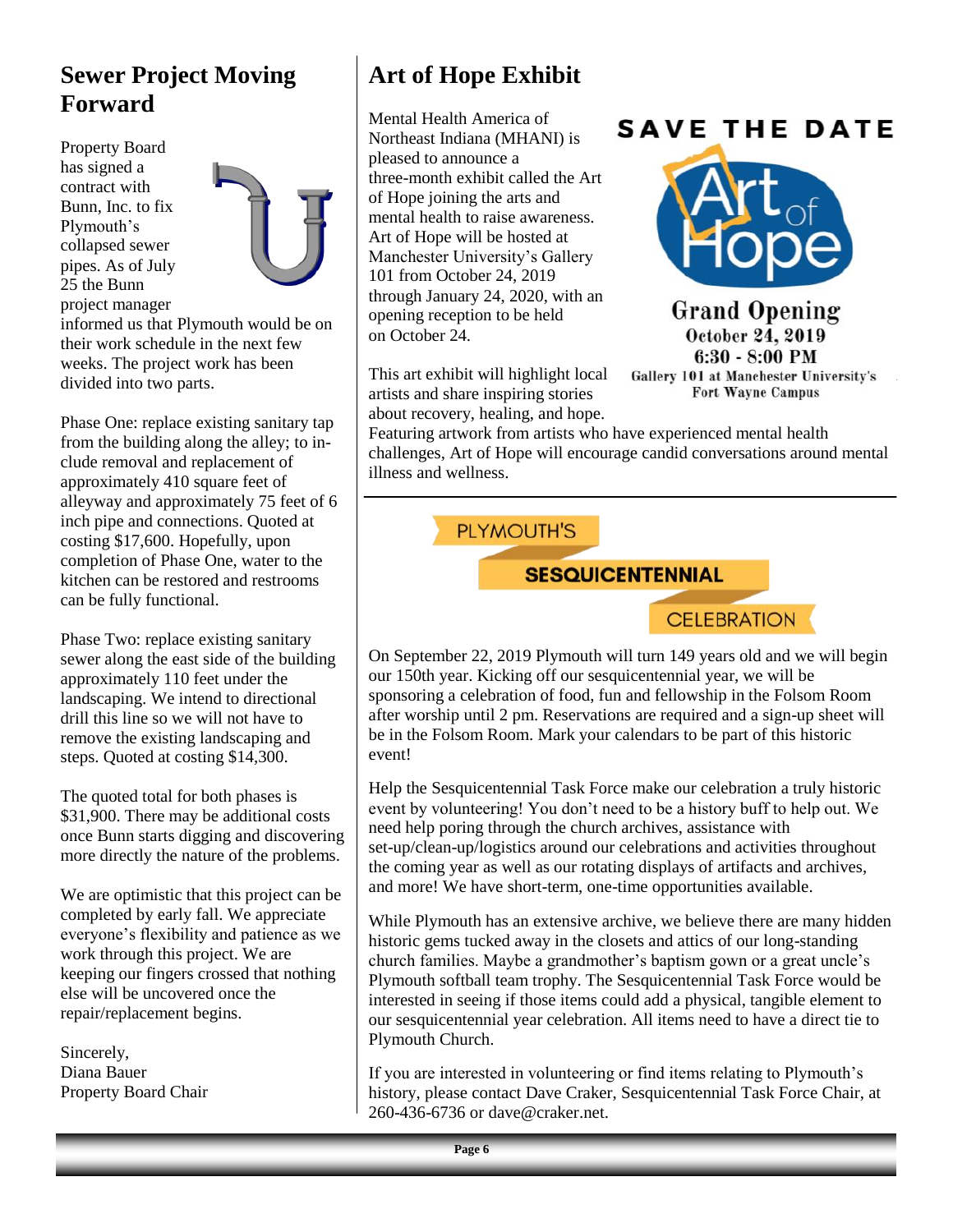## Sewer Project Moving Forward

Property Board has signed a contract with Bunn, Inc. to fix Plymouth's collapsed sewer pipes. As of July 25 the Bunn project manager informed us that Plymouth would be on their work schedule in the next few weeks. The project work has been divided into two parts.

Phase One: replace existing sanitary tap from the building along the alley; to include removal and replacement of approximately 410 square feet of alleyway and approximately 75 feet of 6 inch pipe and connections. Quoted at costing $17,600. Hopefully, upon completion of Phase One, water to the kitchen can be restored and restrooms can be fully functional.

Phase Two: replace existing sanitary sewer along the east side of the building approximately 110 feet under the landscaping. We intend to directional drill this line so we will not have to remove the existing landscaping and steps. Quoted at costing $14,300.

The quoted total for both phases is $31,900. There may be additional costs once Bunn starts digging and discovering more directly the nature of the problems.

We are optimistic that this project can be completed by early fall. We appreciate everyone's flexibility and patience as we work through this project. We are keeping our fingers crossed that nothing else will be uncovered once the repair/replacement begins.

Sincerely,
Diana Bauer
Property Board Chair

## Art of Hope Exhibit

Mental Health America of Northeast Indiana (MHANI) is pleased to announce a three-month exhibit called the Art of Hope joining the arts and mental health to raise awareness. Art of Hope will be hosted at Manchester University's Gallery 101 from October 24, 2019 through January 24, 2020, with an opening reception to be held on October 24.

This art exhibit will highlight local artists and share inspiring stories about recovery, healing, and hope. Featuring artwork from artists who have experienced mental health challenges, Art of Hope will encourage candid conversations around mental illness and wellness.

**SAVE THE DATE**

**Art of Hope**

**Grand Opening**
**October 24, 2019**
**6:30 - 8:00 PM**
**Gallery 101 at Manchester University's Fort Wayne Campus**

## PLYMOUTH'S SESQUICENTENNIAL CELEBRATION

On September 22, 2019 Plymouth will turn 149 years old and we will begin our 150th year. Kicking off our sesquicentennial year, we will be sponsoring a celebration of food, fun and fellowship in the Folsom Room after worship until 2 pm. Reservations are required and a sign-up sheet will be in the Folsom Room. Mark your calendars to be part of this historic event!

Help the Sesquicentennial Task Force make our celebration a truly historic event by volunteering! You don't need to be a history buff to help out. We need help poring through the church archives, assistance with set-up/clean-up/logistics around our celebrations and activities throughout the coming year as well as our rotating displays of artifacts and archives, and more! We have short-term, one-time opportunities available.

While Plymouth has an extensive archive, we believe there are many hidden historic gems tucked away in the closets and attics of our long-standing church families. Maybe a grandmother's baptism gown or a great uncle's Plymouth softball team trophy. The Sesquicentennial Task Force would be interested in seeing if those items could add a physical, tangible element to our sesquicentennial year celebration. All items need to have a direct tie to Plymouth Church.

If you are interested in volunteering or find items relating to Plymouth's history, please contact Dave Craker, Sesquicentennial Task Force Chair, at 260-436-6736 or dave@craker.net.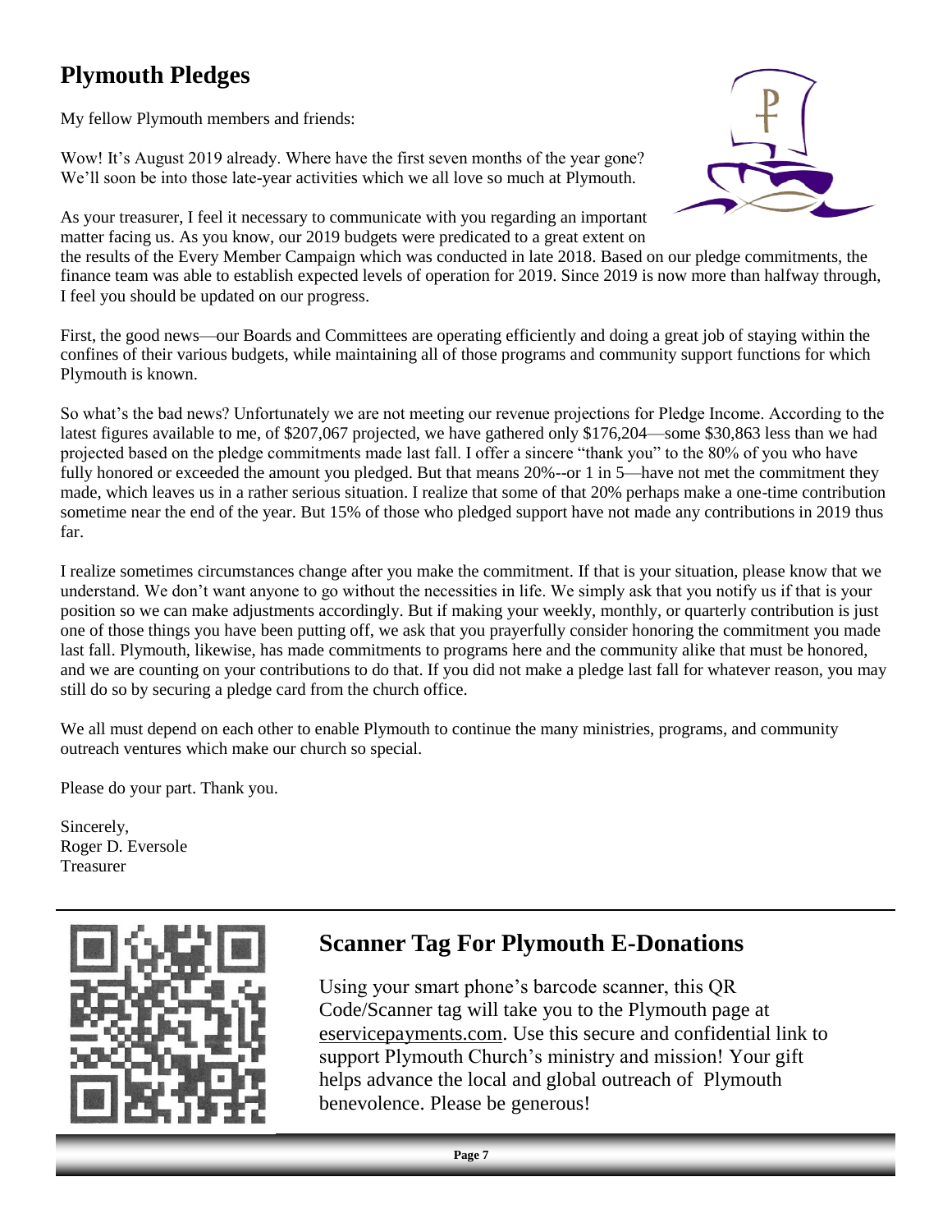## Plymouth Pledges

My fellow Plymouth members and friends:

Wow! It's August 2019 already. Where have the first seven months of the year gone? We'll soon be into those late-year activities which we all love so much at Plymouth.

As your treasurer, I feel it necessary to communicate with you regarding an important matter facing us. As you know, our 2019 budgets were predicated to a great extent on the results of the Every Member Campaign which was conducted in late 2018. Based on our pledge commitments, the finance team was able to establish expected levels of operation for 2019. Since 2019 is now more than halfway through, I feel you should be updated on our progress.

First, the good news—our Boards and Committees are operating efficiently and doing a great job of staying within the confines of their various budgets, while maintaining all of those programs and community support functions for which Plymouth is known.

So what's the bad news? Unfortunately we are not meeting our revenue projections for Pledge Income. According to the latest figures available to me, of $207,067 projected, we have gathered only $176,204—some $30,863 less than we had projected based on the pledge commitments made last fall. I offer a sincere "thank you" to the 80% of you who have fully honored or exceeded the amount you pledged. But that means 20%--or 1 in 5—have not met the commitment they made, which leaves us in a rather serious situation. I realize that some of that 20% perhaps make a one-time contribution sometime near the end of the year. But 15% of those who pledged support have not made any contributions in 2019 thus far.

I realize sometimes circumstances change after you make the commitment. If that is your situation, please know that we understand. We don't want anyone to go without the necessities in life. We simply ask that you notify us if that is your position so we can make adjustments accordingly. But if making your weekly, monthly, or quarterly contribution is just one of those things you have been putting off, we ask that you prayerfully consider honoring the commitment you made last fall. Plymouth, likewise, has made commitments to programs here and the community alike that must be honored, and we are counting on your contributions to do that. If you did not make a pledge last fall for whatever reason, you may still do so by securing a pledge card from the church office.

We all must depend on each other to enable Plymouth to continue the many ministries, programs, and community outreach ventures which make our church so special.

Please do your part. Thank you.

Sincerely,
Roger D. Eversole
Treasurer

## Scanner Tag For Plymouth E-Donations

Using your smart phone's barcode scanner, this QR Code/Scanner tag will take you to the Plymouth page at eservicepayments.com. Use this secure and confidential link to support Plymouth Church's ministry and mission! Your gift helps advance the local and global outreach of Plymouth benevolence. Please be generous!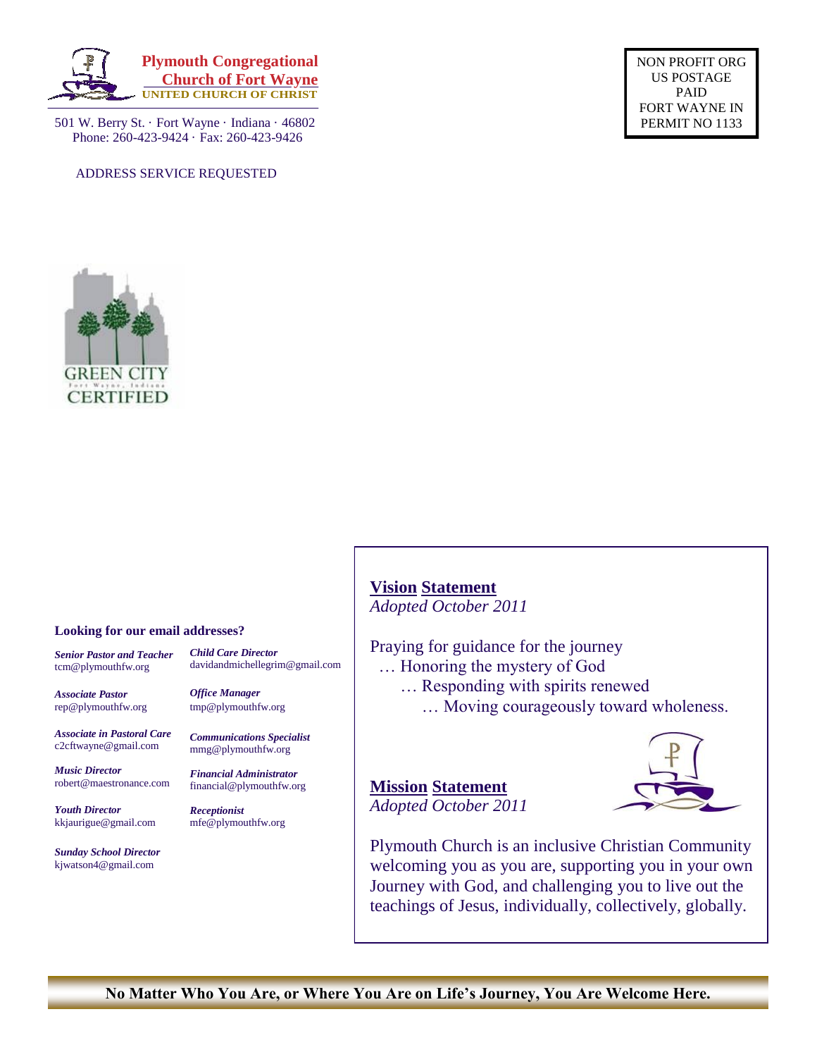**Plymouth Congregational Church of Fort Wayne**
**UNITED CHURCH OF CHRIST**

501 W. Berry St. · Fort Wayne · Indiana · 46802
Phone: 260-423-9424 · Fax: 260-423-9426

ADDRESS SERVICE REQUESTED

NON PROFIT ORG
US POSTAGE
PAID
FORT WAYNE IN
PERMIT NO 1133

GREEN CITY
Fort Wayne, Indiana
CERTIFIED

**Looking for our email addresses?**

***Senior Pastor and Teacher***
tcm@plymouthfw.org

***Associate Pastor***
rep@plymouthfw.org

***Associate in Pastoral Care***
c2cftwayne@gmail.com

***Music Director***
robert@maestronance.com

***Youth Director***
kkjaurigue@gmail.com

***Sunday School Director***
kjwatson4@gmail.com

***Child Care Director***
davidandmichellegrim@gmail.com

***Office Manager***
tmp@plymouthfw.org

***Communications Specialist***
mmg@plymouthfw.org

***Financial Administrator***
financial@plymouthfw.org

***Receptionist***
mfe@plymouthfw.org

## Vision Statement
*Adopted October 2011*

Praying for guidance for the journey
… Honoring the mystery of God
… Responding with spirits renewed
… Moving courageously toward wholeness.

## Mission Statement
*Adopted October 2011*

Plymouth Church is an inclusive Christian Community welcoming you as you are, supporting you in your own Journey with God, and challenging you to live out the teachings of Jesus, individually, collectively, globally.

**No Matter Who You Are, or Where You Are on Life's Journey, You Are Welcome Here.**